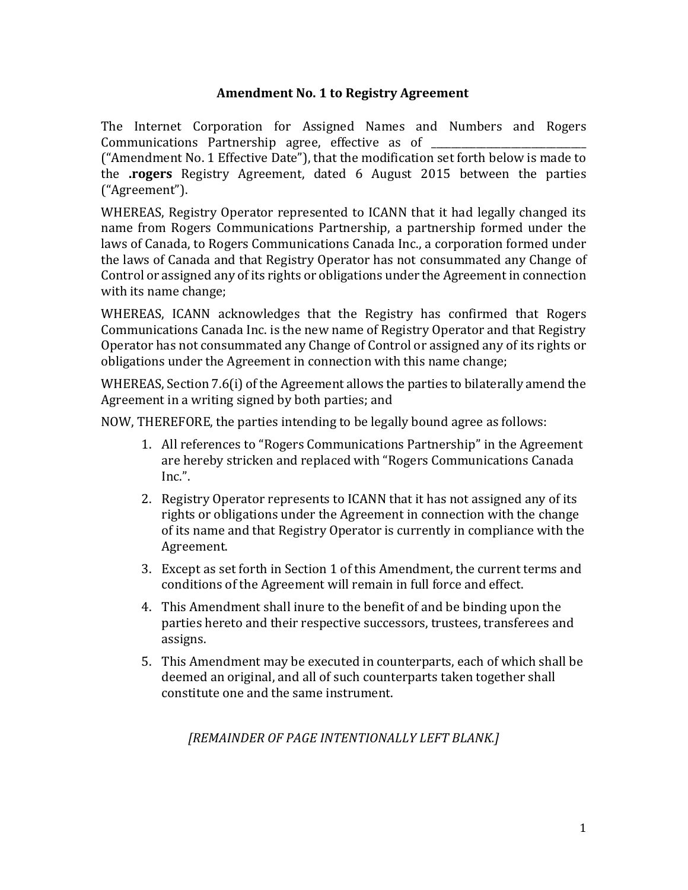# Amendment No. 1 to Registry Agreement

The Internet Corporation for Assigned Names and Numbers and Rogers Communications Partnership agree, effective as of ______________________________ ("Amendment No. 1 Effective Date"), that the modification set forth below is made to the **.rogers** Registry Agreement, dated 6 August 2015 between the parties ("Agreement").

WHEREAS, Registry Operator represented to ICANN that it had legally changed its name from Rogers Communications Partnership, a partnership formed under the laws of Canada, to Rogers Communications Canada Inc., a corporation formed under the laws of Canada and that Registry Operator has not consummated any Change of Control or assigned any of its rights or obligations under the Agreement in connection with its name change;

WHEREAS, ICANN acknowledges that the Registry has confirmed that Rogers Communications Canada Inc. is the new name of Registry Operator and that Registry Operator has not consummated any Change of Control or assigned any of its rights or obligations under the Agreement in connection with this name change;

WHEREAS, Section 7.6(i) of the Agreement allows the parties to bilaterally amend the Agreement in a writing signed by both parties; and

NOW, THEREFORE, the parties intending to be legally bound agree as follows:

1. All references to "Rogers Communications Partnership" in the Agreement are hereby stricken and replaced with "Rogers Communications Canada Inc.".
2. Registry Operator represents to ICANN that it has not assigned any of its rights or obligations under the Agreement in connection with the change of its name and that Registry Operator is currently in compliance with the Agreement.
3. Except as set forth in Section 1 of this Amendment, the current terms and conditions of the Agreement will remain in full force and effect.
4. This Amendment shall inure to the benefit of and be binding upon the parties hereto and their respective successors, trustees, transferees and assigns.
5. This Amendment may be executed in counterparts, each of which shall be deemed an original, and all of such counterparts taken together shall constitute one and the same instrument.

*[REMAINDER OF PAGE INTENTIONALLY LEFT BLANK.]*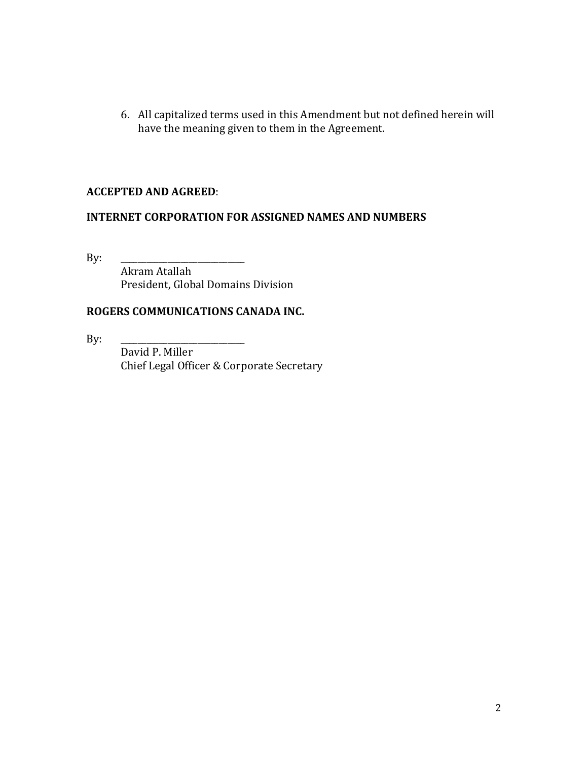6. All capitalized terms used in this Amendment but not defined herein will have the meaning given to them in the Agreement.

**ACCEPTED AND AGREED**:

**INTERNET CORPORATION FOR ASSIGNED NAMES AND NUMBERS**

By: ___________________________
Akram Atallah
President, Global Domains Division

**ROGERS COMMUNICATIONS CANADA INC.**

By: ___________________________
David P. Miller
Chief Legal Officer & Corporate Secretary